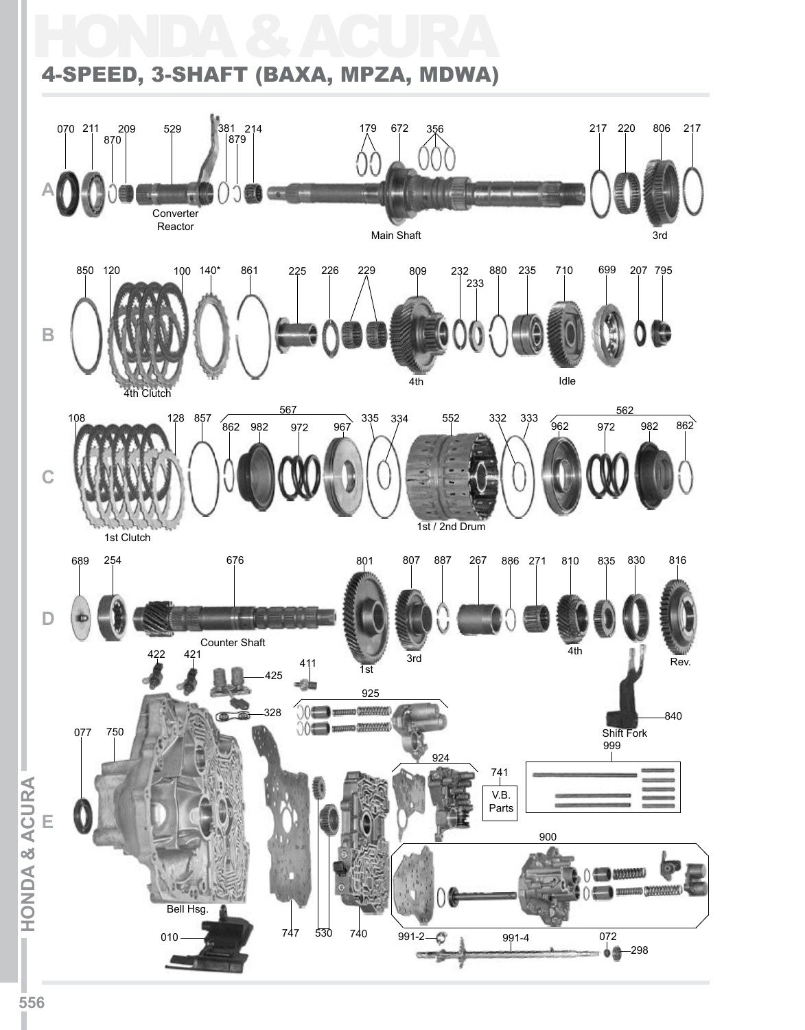# HONDA & ACURA

## 4-SPEED, 3-SHAFT (BAXA, MPZA, MDWA)

**A**

070 211 870 209 529 381 879 214 179 672 356 217 220 806 217

Converter Reactor

Main Shaft

3rd

**B**

850 120 100 140* 861 225 226 229 809 232 233 880 235 710 699 207 795

4th Clutch

4th

Idle

**C**

108 128 857 567 862 982 972 967 335 334 552 332 333 562 962 972 982 862

1st Clutch

1st / 2nd Drum

**D**

689 254 676 801 807 887 267 886 271 810 835 830 816

Counter Shaft

1st

3rd

4th

Rev.

**E**

422 421 425 411 328 925 077 750 924 741 840 999

Shift Fork

V.B. Parts

900

Bell Hsg.

010 747 530 740 991-2 991-4 072 298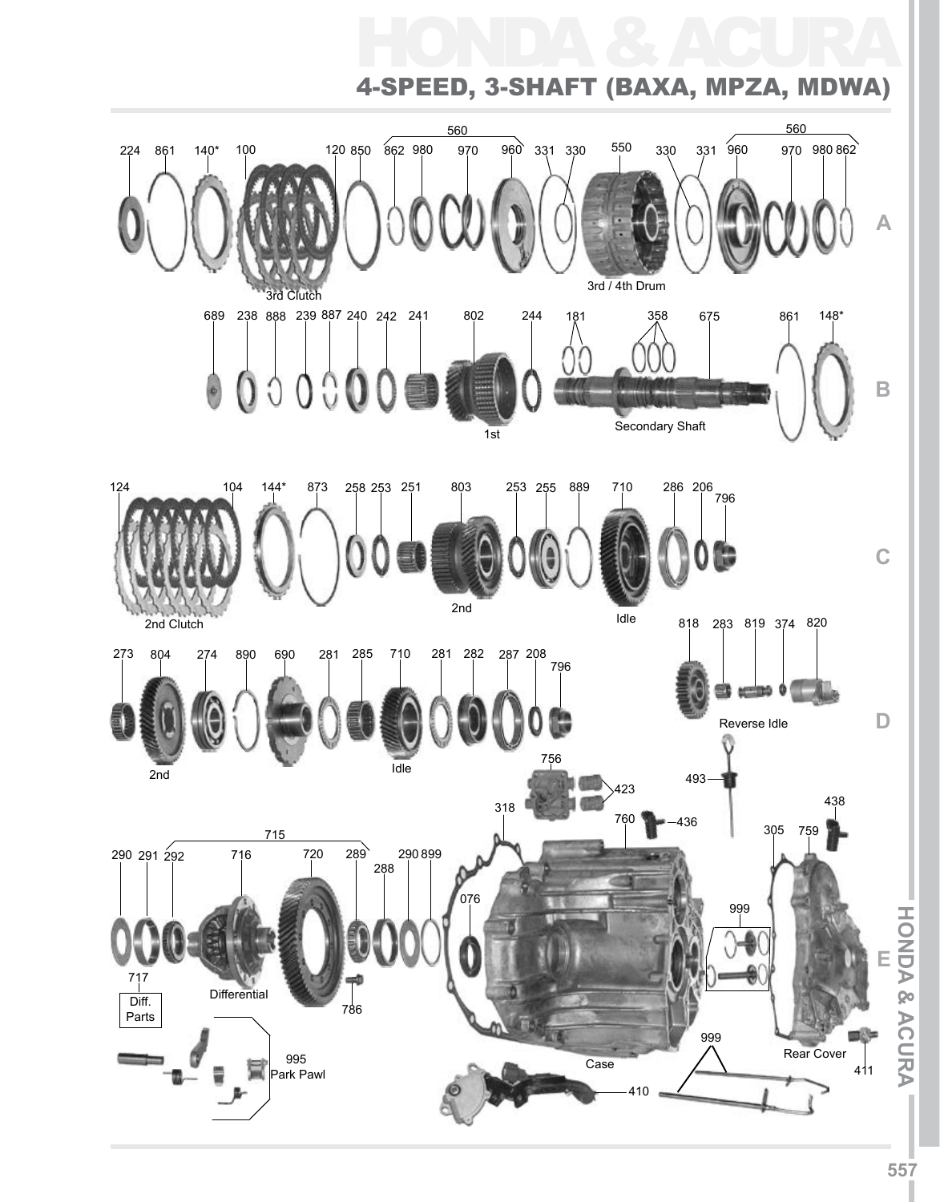# HONDA & ACURA

## 4-SPEED, 3-SHAFT (BAXA, MPZA, MDWA)

224 861 140* 100 120 850 560 862 980 970 960 331 330 550 330 331 560 960 970 980 862

3rd Clutch

3rd / 4th Drum

689 238 888 239 887 240 242 241 802 244 181 358 675 861 148*

1st

Secondary Shaft

124 104 144* 873 258 253 251 803 253 255 889 710 286 206 796

2nd Clutch

2nd

Idle

273 804 274 890 690 281 285 710 281 282 287 208 796

2nd

Idle

818 283 819 374 820

Reverse Idle

756 423 493 318 760 436 438 305 759

715

290 291 292 716 720 289 288 290 899 076 999

717 Diff. Parts

Differential

786

995 Park Pawl

999

Case

Rear Cover

411

410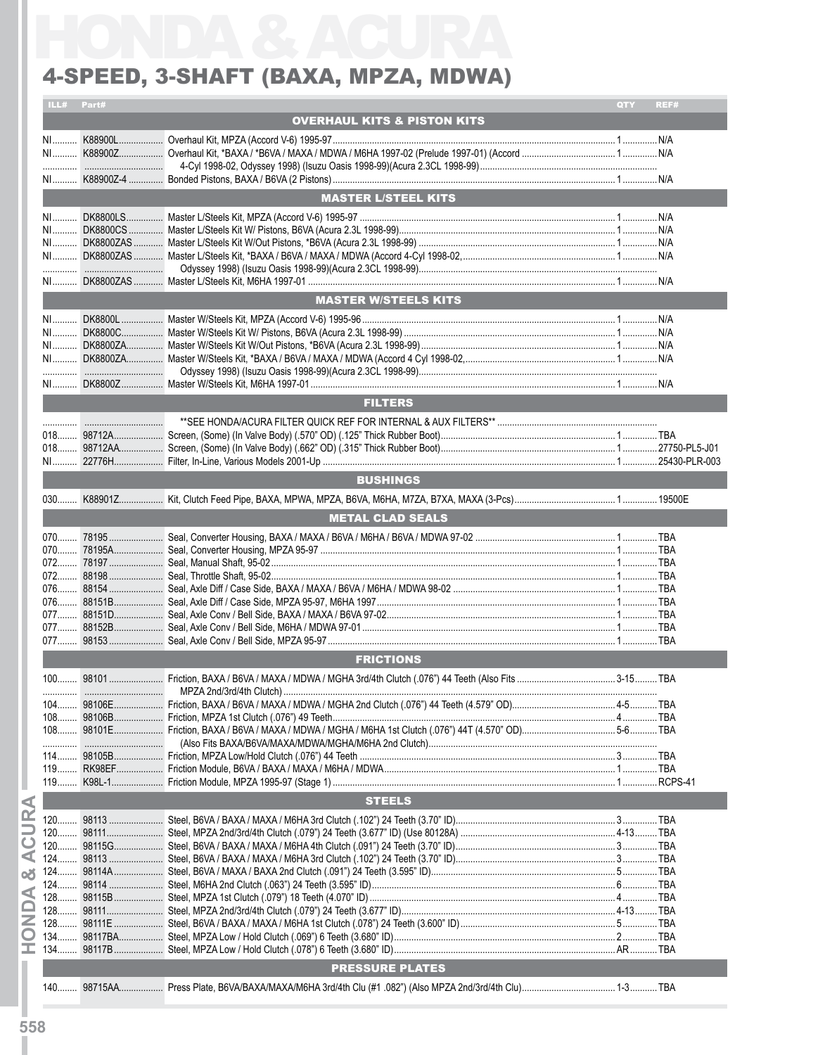# HONDA & ACURA

## 4-SPEED, 3-SHAFT (BAXA, MPZA, MDWA)

| ILL# | Part# | | QTY | REF# |
|---|---|---|---|---|
| | | **OVERHAUL KITS & PISTON KITS** | | |
| NI | K88900L | Overhaul Kit, MPZA (Accord V-6) 1995-97 | 1 | N/A |
| NI | K88900Z | Overhaul Kit, *BAXA / *B6VA / MAXA / MDWA / M6HA 1997-02 (Prelude 1997-01) (Accord 4-Cyl 1998-02, Odyssey 1998) (Isuzu Oasis 1998-99)(Acura 2.3CL 1998-99) | 1 | N/A |
| NI | K88900Z-4 | Bonded Pistons, BAXA / B6VA (2 Pistons) | 1 | N/A |
| | | **MASTER L/STEEL KITS** | | |
| NI | DK8800LS | Master L/Steels Kit, MPZA (Accord V-6) 1995-97 | 1 | N/A |
| NI | DK8800CS | Master L/Steels Kit W/ Pistons, B6VA (Acura 2.3L 1998-99) | 1 | N/A |
| NI | DK8800ZAS | Master L/Steels Kit W/Out Pistons, *B6VA (Acura 2.3L 1998-99) | 1 | N/A |
| NI | DK8800ZAS | Master L/Steels Kit, *BAXA / B6VA / MAXA / MDWA (Accord 4-Cyl 1998-02, Odyssey 1998) (Isuzu Oasis 1998-99)(Acura 2.3CL 1998-99) | 1 | N/A |
| NI | DK8800ZAS | Master L/Steels Kit, M6HA 1997-01 | 1 | N/A |
| | | **MASTER W/STEELS KITS** | | |
| NI | DK8800L | Master W/Steels Kit, MPZA (Accord V-6) 1995-96 | 1 | N/A |
| NI | DK8800C | Master W/Steels Kit W/ Pistons, B6VA (Acura 2.3L 1998-99) | 1 | N/A |
| NI | DK8800ZA | Master W/Steels Kit W/Out Pistons, *B6VA (Acura 2.3L 1998-99) | 1 | N/A |
| NI | DK8800ZA | Master W/Steels Kit, *BAXA / B6VA / MAXA / MDWA (Accord 4 Cyl 1998-02, Odyssey 1998) (Isuzu Oasis 1998-99)(Acura 2.3CL 1998-99) | 1 | N/A |
| NI | DK8800Z | Master W/Steels Kit, M6HA 1997-01 | 1 | N/A |
| | | **FILTERS** | | |
| | | **SEE HONDA/ACURA FILTER QUICK REF FOR INTERNAL & AUX FILTERS** | | |
| 018 | 98712A | Screen, (Some) (In Valve Body) (.570" OD) (.125" Thick Rubber Boot) | 1 | TBA |
| 018 | 98712AA | Screen, (Some) (In Valve Body) (.662" OD) (.315" Thick Rubber Boot) | 1 | 27750-PL5-J01 |
| NI | 22776H | Filter, In-Line, Various Models 2001-Up | 1 | 25430-PLR-003 |
| | | **BUSHINGS** | | |
| 030 | K88901Z | Kit, Clutch Feed Pipe, BAXA, MPWA, MPZA, B6VA, M6HA, M7ZA, B7XA, MAXA (3-Pcs) | 1 | 19500E |
| | | **METAL CLAD SEALS** | | |
| 070 | 78195 | Seal, Converter Housing, BAXA / MAXA / B6VA / M6HA / B6VA / MDWA 97-02 | 1 | TBA |
| 070 | 78195A | Seal, Converter Housing, MPZA 95-97 | 1 | TBA |
| 072 | 78197 | Seal, Manual Shaft, 95-02 | 1 | TBA |
| 072 | 88198 | Seal, Throttle Shaft, 95-02 | 1 | TBA |
| 076 | 88154 | Seal, Axle Diff / Case Side, BAXA / MAXA / B6VA / M6HA / MDWA 98-02 | 1 | TBA |
| 076 | 88151B | Seal, Axle Diff / Case Side, MPZA 95-97, M6HA 1997 | 1 | TBA |
| 077 | 88151D | Seal, Axle Conv / Bell Side, BAXA / MAXA / B6VA 97-02 | 1 | TBA |
| 077 | 88152B | Seal, Axle Conv / Bell Side, M6HA / MDWA 97-01 | 1 | TBA |
| 077 | 98153 | Seal, Axle Conv / Bell Side, MPZA 95-97 | 1 | TBA |
| | | **FRICTIONS** | | |
| 100 | 98101 | Friction, BAXA / B6VA / MAXA / MDWA / MGHA 3rd/4th Clutch (.076") 44 Teeth (Also Fits MPZA 2nd/3rd/4th Clutch) | 3-15 | TBA |
| 104 | 98106E | Friction, BAXA / B6VA / MAXA / MDWA / MGHA 2nd Clutch (.076") 44 Teeth (4.579" OD) | 4-5 | TBA |
| 108 | 98106B | Friction, MPZA 1st Clutch (.076") 49 Teeth | 4 | TBA |
| 108 | 98101E | Friction, BAXA / B6VA / MAXA / MDWA / MGHA / M6HA 1st Clutch (.076") 44T (4.570" OD) (Also Fits BAXA/B6VA/MAXA/MDWA/MGHA/M6HA 2nd Clutch) | 5-6 | TBA |
| 114 | 98105B | Friction, MPZA Low/Hold Clutch (.076") 44 Teeth | 3 | TBA |
| 119 | RK98EF | Friction Module, B6VA / BAXA / MAXA / M6HA / MDWA | 1 | TBA |
| 119 | K98L-1 | Friction Module, MPZA 1995-97 (Stage 1) | 1 | RCPS-41 |
| | | **STEELS** | | |
| 120 | 98113 | Steel, B6VA / BAXA / MAXA / M6HA 3rd Clutch (.102") 24 Teeth (3.70" ID) | 3 | TBA |
| 120 | 98111 | Steel, MPZA 2nd/3rd/4th Clutch (.079") 24 Teeth (3.677" ID) (Use 80128A) | 4-13 | TBA |
| 120 | 98115G | Steel, B6VA / BAXA / MAXA / M6HA 4th Clutch (.091") 24 Teeth (3.70" ID) | 3 | TBA |
| 124 | 98113 | Steel, B6VA / BAXA / MAXA / M6HA 3rd Clutch (.102") 24 Teeth (3.70" ID) | 3 | TBA |
| 124 | 98114A | Steel, B6VA / MAXA / BAXA 2nd Clutch (.091") 24 Teeth (3.595" ID) | 5 | TBA |
| 124 | 98114 | Steel, M6HA 2nd Clutch (.063") 24 Teeth (3.595" ID) | 6 | TBA |
| 128 | 98115B | Steel, MPZA 1st Clutch (.079") 18 Teeth (4.070" ID) | 4 | TBA |
| 128 | 98111 | Steel, MPZA 2nd/3rd/4th Clutch (.079") 24 Teeth (3.677" ID) | 4-13 | TBA |
| 128 | 98111E | Steel, B6VA / BAXA / MAXA / M6HA 1st Clutch (.078") 24 Teeth (3.600" ID) | 5 | TBA |
| 134 | 98117BA | Steel, MPZA Low / Hold Clutch (.069") 6 Teeth (3.680" ID) | 2 | TBA |
| 134 | 98117B | Steel, MPZA Low / Hold Clutch (.078") 6 Teeth (3.680" ID) | AR | TBA |
| | | **PRESSURE PLATES** | | |
| 140 | 98715AA | Press Plate, B6VA/BAXA/MAXA/M6HA 3rd/4th Clu (#1 .082") (Also MPZA 2nd/3rd/4th Clu) | 1-3 | TBA |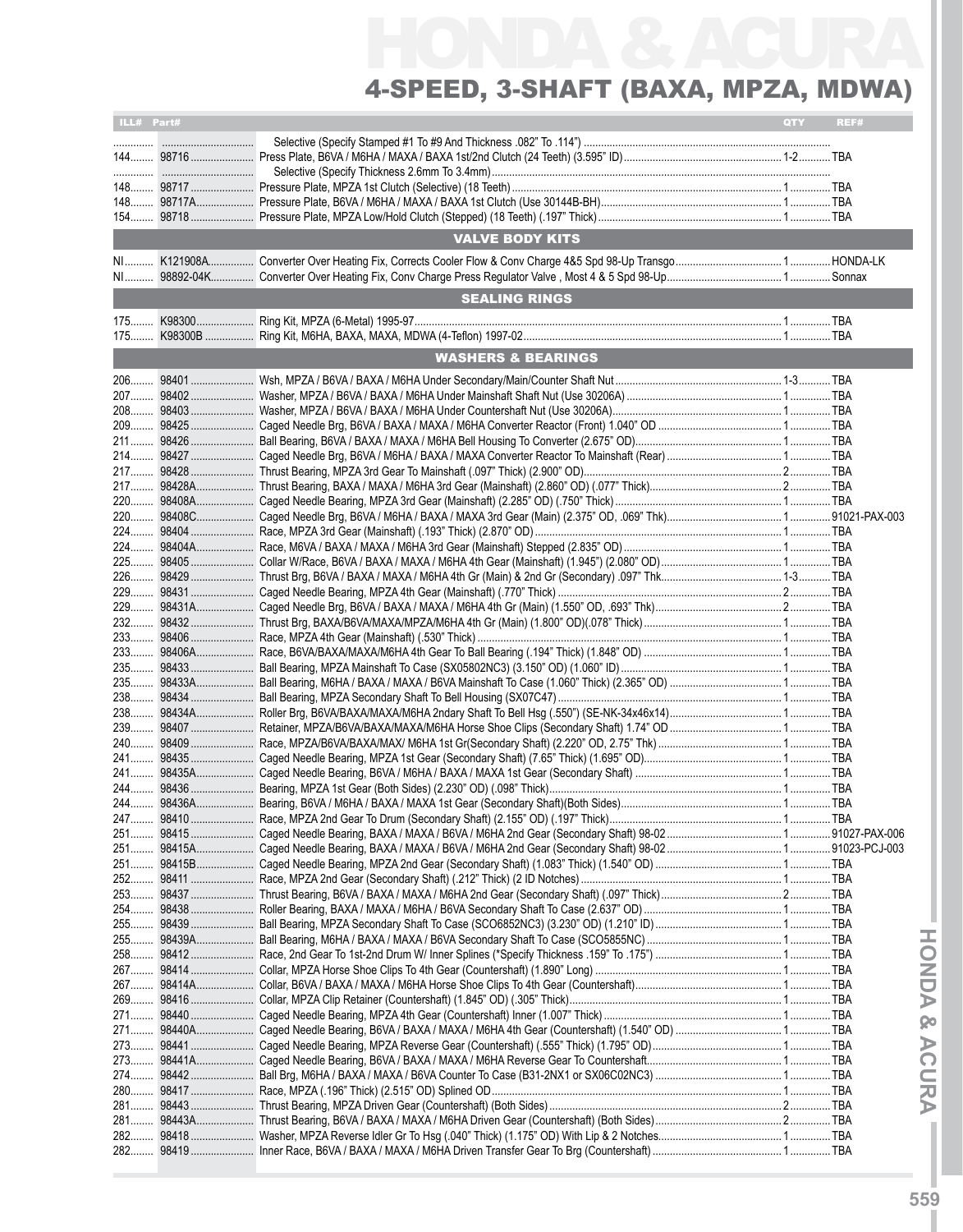# HONDA & ACURA

## 4-SPEED, 3-SHAFT (BAXA, MPZA, MDWA)

| ILL# | Part# | | QTY | REF# |
|---|---|---|---|---|
| | | Selective (Specify Stamped #1 To #9 And Thickness .082" To .114") | | |
| 144 | 98716 | Press Plate, B6VA / M6HA / MAXA / BAXA 1st/2nd Clutch (24 Teeth) (3.595" ID) | 1-2 | TBA |
| | | Selective (Specify Thickness 2.6mm To 3.4mm) | | |
| 148 | 98717 | Pressure Plate, MPZA 1st Clutch (Selective) (18 Teeth) | 1 | TBA |
| 148 | 98717A | Pressure Plate, B6VA / M6HA / MAXA / BAXA 1st Clutch (Use 30144B-BH) | 1 | TBA |
| 154 | 98718 | Pressure Plate, MPZA Low/Hold Clutch (Stepped) (18 Teeth) (.197" Thick) | 1 | TBA |
| | | **VALVE BODY KITS** | | |
| NI | K121908A | Converter Over Heating Fix, Corrects Cooler Flow & Conv Charge 4&5 Spd 98-Up Transgo | 1 | HONDA-LK |
| NI | 98892-04K | Converter Over Heating Fix, Conv Charge Press Regulator Valve , Most 4 & 5 Spd 98-Up | 1 | Sonnax |
| | | **SEALING RINGS** | | |
| 175 | K98300 | Ring Kit, MPZA (6-Metal) 1995-97 | 1 | TBA |
| 175 | K98300B | Ring Kit, M6HA, BAXA, MAXA, MDWA (4-Teflon) 1997-02 | 1 | TBA |
| | | **WASHERS & BEARINGS** | | |
| 206 | 98401 | Wsh, MPZA / B6VA / BAXA / M6HA Under Secondary/Main/Counter Shaft Nut | 1-3 | TBA |
| 207 | 98402 | Washer, MPZA / B6VA / BAXA / M6HA Under Mainshaft Shaft Nut (Use 30206A) | 1 | TBA |
| 208 | 98403 | Washer, MPZA / B6VA / BAXA / M6HA Under Countershaft Nut (Use 30206A) | 1 | TBA |
| 209 | 98425 | Caged Needle Brg, B6VA / BAXA / MAXA / M6HA Converter Reactor (Front) 1.040" OD | 1 | TBA |
| 211 | 98426 | Ball Bearing, B6VA / BAXA / MAXA / M6HA Bell Housing To Converter (2.675" OD) | 1 | TBA |
| 214 | 98427 | Caged Needle Brg, B6VA / M6HA / BAXA / MAXA Converter Reactor To Mainshaft (Rear) | 1 | TBA |
| 217 | 98428 | Thrust Bearing, MPZA 3rd Gear To Mainshaft (.097" Thick) (2.900" OD) | 2 | TBA |
| 217 | 98428A | Thrust Bearing, BAXA / MAXA / M6HA 3rd Gear (Mainshaft) (2.860" OD) (.077" Thick) | 2 | TBA |
| 220 | 98408A | Caged Needle Bearing, MPZA 3rd Gear (Mainshaft) (2.285" OD) (.750" Thick) | 1 | TBA |
| 220 | 98408C | Caged Needle Brg, B6VA / M6HA / BAXA / MAXA 3rd Gear (Main) (2.375" OD, .069" Thk) | 1 | 91021-PAX-003 |
| 224 | 98404 | Race, MPZA 3rd Gear (Mainshaft) (.193" Thick) (2.870" OD) | 1 | TBA |
| 224 | 98404A | Race, M6VA / BAXA / MAXA / M6HA 3rd Gear (Mainshaft) Stepped (2.835" OD) | 1 | TBA |
| 225 | 98405 | Collar W/Race, B6VA / BAXA / MAXA / M6HA 4th Gear (Mainshaft) (1.945") (2.080" OD) | 1 | TBA |
| 226 | 98429 | Thrust Brg, B6VA / BAXA / MAXA / M6HA 4th Gr (Main) & 2nd Gr (Secondary) .097" Thk | 1-3 | TBA |
| 229 | 98431 | Caged Needle Bearing, MPZA 4th Gear (Mainshaft) (.770" Thick) | 2 | TBA |
| 229 | 98431A | Caged Needle Brg, B6VA / BAXA / MAXA / M6HA 4th Gr (Main) (1.550" OD, .693" Thk) | 2 | TBA |
| 232 | 98432 | Thrust Brg, BAXA/B6VA/MAXA/MPZA/M6HA 4th Gr (Main) (1.800" OD)(.078" Thick) | 1 | TBA |
| 233 | 98406 | Race, MPZA 4th Gear (Mainshaft) (.530" Thick) | 1 | TBA |
| 233 | 98406A | Race, B6VA/BAXA/MAXA/M6HA 4th Gear To Ball Bearing (.194" Thick) (1.848" OD) | 1 | TBA |
| 235 | 98433 | Ball Bearing, MPZA Mainshaft To Case (SX05802NC3) (3.150" OD) (1.060" ID) | 1 | TBA |
| 235 | 98433A | Ball Bearing, M6HA / BAXA / MAXA / B6VA Mainshaft To Case (1.060" Thick) (2.365" OD) | 1 | TBA |
| 238 | 98434 | Ball Bearing, MPZA Secondary Shaft To Bell Housing (SX07C47) | 1 | TBA |
| 238 | 98434A | Roller Brg, B6VA/BAXA/MAXA/M6HA 2ndary Shaft To Bell Hsg (.550") (SE-NK-34x46x14) | 1 | TBA |
| 239 | 98407 | Retainer, MPZA/B6VA/BAXA/MAXA/M6HA Horse Shoe Clips (Secondary Shaft) 1.74" OD | 1 | TBA |
| 240 | 98409 | Race, MPZA/B6VA/BAXA/MAX/ M6HA 1st Gr(Secondary Shaft) (2.220" OD, 2.75" Thk) | 1 | TBA |
| 241 | 98435 | Caged Needle Bearing, MPZA 1st Gear (Secondary Shaft) (7.65" Thick) (1.695" OD) | 1 | TBA |
| 241 | 98435A | Caged Needle Bearing, B6VA / M6HA / BAXA / MAXA 1st Gear (Secondary Shaft) | 1 | TBA |
| 244 | 98436 | Bearing, MPZA 1st Gear (Both Sides) (2.230" OD) (.098" Thick) | 1 | TBA |
| 244 | 98436A | Bearing, B6VA / M6HA / BAXA / MAXA 1st Gear (Secondary Shaft)(Both Sides) | 1 | TBA |
| 247 | 98410 | Race, MPZA 2nd Gear To Drum (Secondary Shaft) (2.155" OD) (.197" Thick) | 1 | TBA |
| 251 | 98415 | Caged Needle Bearing, BAXA / MAXA / B6VA / M6HA 2nd Gear (Secondary Shaft) 98-02 | 1 | 91027-PAX-006 |
| 251 | 98415A | Caged Needle Bearing, BAXA / MAXA / B6VA / M6HA 2nd Gear (Secondary Shaft) 98-02 | 1 | 91023-PCJ-003 |
| 251 | 98415B | Caged Needle Bearing, MPZA 2nd Gear (Secondary Shaft) (1.083" Thick) (1.540" OD) | 1 | TBA |
| 252 | 98411 | Race, MPZA 2nd Gear (Secondary Shaft) (.212" Thick) (2 ID Notches) | 1 | TBA |
| 253 | 98437 | Thrust Bearing, B6VA / BAXA / MAXA / M6HA 2nd Gear (Secondary Shaft) (.097" Thick) | 2 | TBA |
| 254 | 98438 | Roller Bearing, BAXA / MAXA / M6HA / B6VA Secondary Shaft To Case (2.637" OD) | 1 | TBA |
| 255 | 98439 | Ball Bearing, MPZA Secondary Shaft To Case (SCO6852NC3) (3.230" OD) (1.210" ID) | 1 | TBA |
| 255 | 98439A | Ball Bearing, M6HA / BAXA / MAXA / B6VA Secondary Shaft To Case (SCO5855NC) | 1 | TBA |
| 258 | 98412 | Race, 2nd Gear To 1st-2nd Drum W/ Inner Splines (*Specify Thickness .159" To .175") | 1 | TBA |
| 267 | 98414 | Collar, MPZA Horse Shoe Clips To 4th Gear (Countershaft) (1.890" Long) | 1 | TBA |
| 267 | 98414A | Collar, B6VA / BAXA / MAXA / M6HA Horse Shoe Clips To 4th Gear (Countershaft) | 1 | TBA |
| 269 | 98416 | Collar, MPZA Clip Retainer (Countershaft) (1.845" OD) (.305" Thick) | 1 | TBA |
| 271 | 98440 | Caged Needle Bearing, MPZA 4th Gear (Countershaft) Inner (1.007" Thick) | 1 | TBA |
| 271 | 98440A | Caged Needle Bearing, B6VA / BAXA / MAXA / M6HA 4th Gear (Countershaft) (1.540" OD) | 1 | TBA |
| 273 | 98441 | Caged Needle Bearing, MPZA Reverse Gear (Countershaft) (.555" Thick) (1.795" OD) | 1 | TBA |
| 273 | 98441A | Caged Needle Bearing, B6VA / BAXA / MAXA / M6HA Reverse Gear To Countershaft | 1 | TBA |
| 274 | 98442 | Ball Brg, M6HA / BAXA / MAXA / B6VA Counter To Case (B31-2NX1 or SX06C02NC3) | 1 | TBA |
| 280 | 98417 | Race, MPZA (.196" Thick) (2.515" OD) Splined OD | 1 | TBA |
| 281 | 98443 | Thrust Bearing, MPZA Driven Gear (Countershaft) (Both Sides) | 2 | TBA |
| 281 | 98443A | Thrust Bearing, B6VA / BAXA / MAXA / M6HA Driven Gear (Countershaft) (Both Sides) | 2 | TBA |
| 282 | 98418 | Washer, MPZA Reverse Idler Gr To Hsg (.040" Thick) (1.175" OD) With Lip & 2 Notches | 1 | TBA |
| 282 | 98419 | Inner Race, B6VA / BAXA / MAXA / M6HA Driven Transfer Gear To Brg (Countershaft) | 1 | TBA |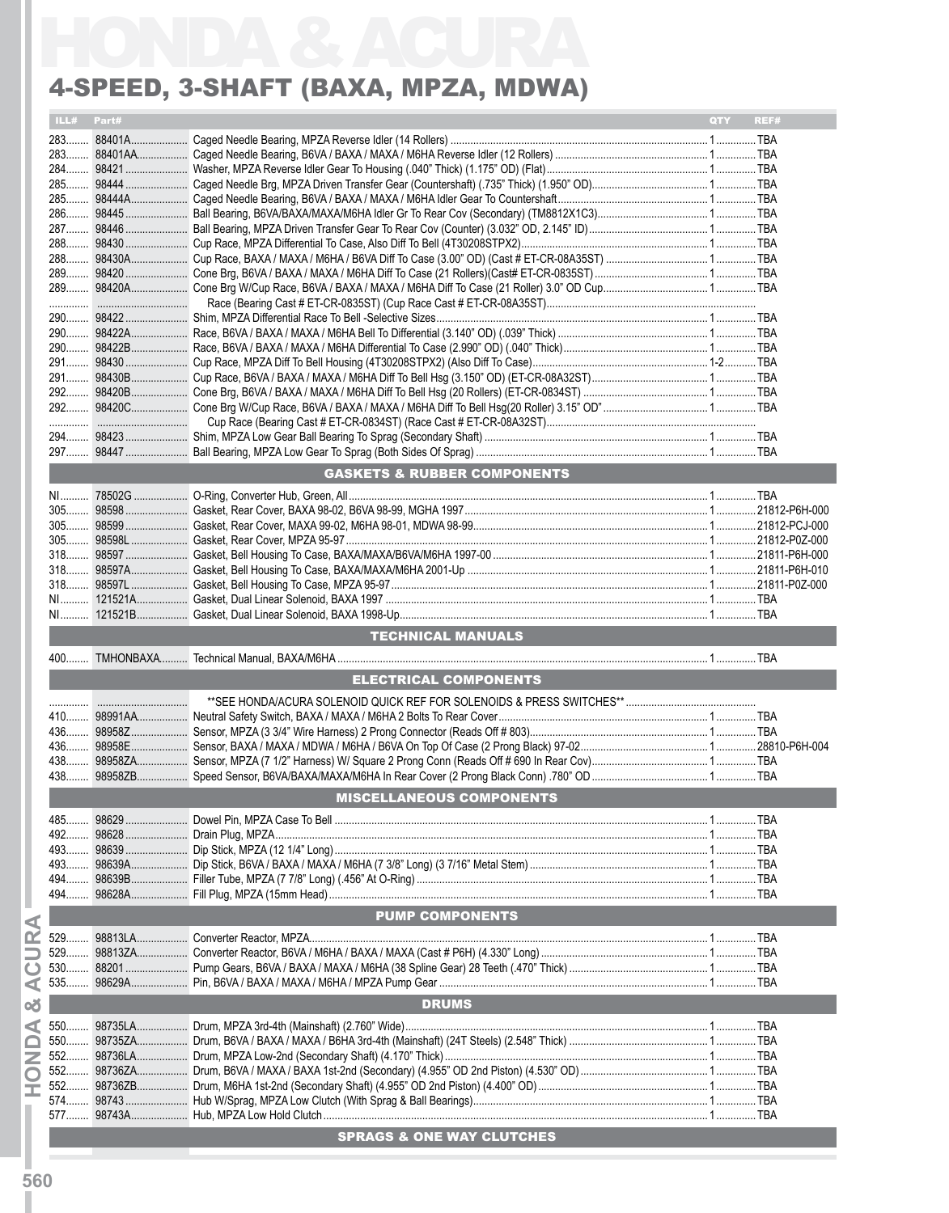# HONDA & ACURA

## 4-SPEED, 3-SHAFT (BAXA, MPZA, MDWA)

| ILL# | Part# | Description | QTY | REF# |
|---|---|---|---|---|
| 283 | 88401A | Caged Needle Bearing, MPZA Reverse Idler (14 Rollers) | 1 | TBA |
| 283 | 88401AA | Caged Needle Bearing, B6VA / BAXA / MAXA / M6HA Reverse Idler (12 Rollers) | 1 | TBA |
| 284 | 98421 | Washer, MPZA Reverse Idler Gear To Housing (.040" Thick) (1.175" OD) (Flat) | 1 | TBA |
| 285 | 98444 | Caged Needle Brg, MPZA Driven Transfer Gear (Countershaft) (.735" Thick) (1.950" OD) | 1 | TBA |
| 285 | 98444A | Caged Needle Bearing, B6VA / BAXA / MAXA / M6HA Idler Gear To Countershaft | 1 | TBA |
| 286 | 98445 | Ball Bearing, B6VA/BAXA/MAXA/M6HA Idler Gr To Rear Cov (Secondary) (TM8812X1C3) | 1 | TBA |
| 287 | 98446 | Ball Bearing, MPZA Driven Transfer Gear To Rear Cov (Counter) (3.032" OD, 2.145" ID) | 1 | TBA |
| 288 | 98430 | Cup Race, MPZA Differential To Case, Also Diff To Bell (4T30208STPX2) | 1 | TBA |
| 288 | 98430A | Cup Race, BAXA / MAXA / M6HA / B6VA Diff To Case (3.00" OD) (Cast # ET-CR-08A35ST) | 1 | TBA |
| 289 | 98420 | Cone Brg, B6VA / BAXA / MAXA / M6HA Diff To Case (21 Rollers)(Cast# ET-CR-0835ST) | 1 | TBA |
| 289 | 98420A | Cone Brg W/Cup Race, B6VA / BAXA / MAXA / M6HA Diff To Case (21 Roller) 3.0" OD Cup | 1 | TBA |
| | | Race (Bearing Cast # ET-CR-0835ST) (Cup Race Cast # ET-CR-08A35ST) | | |
| 290 | 98422 | Shim, MPZA Differential Race To Bell -Selective Sizes | 1 | TBA |
| 290 | 98422A | Race, B6VA / BAXA / MAXA / M6HA Bell To Differential (3.140" OD) (.039" Thick) | 1 | TBA |
| 290 | 98422B | Race, B6VA / BAXA / MAXA / M6HA Differential To Case (2.990" OD) (.040" Thick) | 1 | TBA |
| 291 | 98430 | Cup Race, MPZA Diff To Bell Housing (4T30208STPX2) (Also Diff To Case) | 1-2 | TBA |
| 291 | 98430B | Cup Race, B6VA / BAXA / MAXA / M6HA Diff To Bell Hsg (3.150" OD) (ET-CR-08A32ST) | 1 | TBA |
| 292 | 98420B | Cone Brg, B6VA / BAXA / MAXA / M6HA Diff To Bell Hsg (20 Rollers) (ET-CR-0834ST) | 1 | TBA |
| 292 | 98420C | Cone Brg W/Cup Race, B6VA / BAXA / MAXA / M6HA Diff To Bell Hsg(20 Roller) 3.15" OD" | 1 | TBA |
| | | Cup Race (Bearing Cast # ET-CR-0834ST) (Race Cast # ET-CR-08A32ST) | | |
| 294 | 98423 | Shim, MPZA Low Gear Ball Bearing To Sprag (Secondary Shaft) | 1 | TBA |
| 297 | 98447 | Ball Bearing, MPZA Low Gear To Sprag (Both Sides Of Sprag) | 1 | TBA |

### GASKETS & RUBBER COMPONENTS

| ILL# | Part# | Description | QTY | REF# |
|---|---|---|---|---|
| NI | 78502G | O-Ring, Converter Hub, Green, All | 1 | TBA |
| 305 | 98598 | Gasket, Rear Cover, BAXA 98-02, B6VA 98-99, MGHA 1997 | 1 | 21812-P6H-000 |
| 305 | 98599 | Gasket, Rear Cover, MAXA 99-02, M6HA 98-01, MDWA 98-99 | 1 | 21812-PCJ-000 |
| 305 | 98598L | Gasket, Rear Cover, MPZA 95-97 | 1 | 21812-P0Z-000 |
| 318 | 98597 | Gasket, Bell Housing To Case, BAXA/MAXA/B6VA/M6HA 1997-00 | 1 | 21811-P6H-000 |
| 318 | 98597A | Gasket, Bell Housing To Case, BAXA/MAXA/M6HA 2001-Up | 1 | 21811-P6H-010 |
| 318 | 98597L | Gasket, Bell Housing To Case, MPZA 95-97 | 1 | 21811-P0Z-000 |
| NI | 121521A | Gasket, Dual Linear Solenoid, BAXA 1997 | 1 | TBA |
| NI | 121521B | Gasket, Dual Linear Solenoid, BAXA 1998-Up | 1 | TBA |

### TECHNICAL MANUALS

| ILL# | Part# | Description | QTY | REF# |
|---|---|---|---|---|
| 400 | TMHONBAXA | Technical Manual, BAXA/M6HA | 1 | TBA |

### ELECTRICAL COMPONENTS

| ILL# | Part# | Description | QTY | REF# |
|---|---|---|---|---|
| | | **SEE HONDA/ACURA SOLENOID QUICK REF FOR SOLENOIDS & PRESS SWITCHES** | | |
| 410 | 98991AA | Neutral Safety Switch, BAXA / MAXA / M6HA 2 Bolts To Rear Cover | 1 | TBA |
| 436 | 98958Z | Sensor, MPZA (3 3/4" Wire Harness) 2 Prong Connector (Reads Off # 803) | 1 | TBA |
| 436 | 98958E | Sensor, BAXA / MAXA / MDWA / M6HA / B6VA On Top Of Case (2 Prong Black) 97-02 | 1 | 28810-P6H-004 |
| 438 | 98958ZA | Sensor, MPZA (7 1/2" Harness) W/ Square 2 Prong Conn (Reads Off # 690 In Rear Cov) | 1 | TBA |
| 438 | 98958ZB | Speed Sensor, B6VA/BAXA/MAXA/M6HA In Rear Cover (2 Prong Black Conn) .780" OD | 1 | TBA |

### MISCELLANEOUS COMPONENTS

| ILL# | Part# | Description | QTY | REF# |
|---|---|---|---|---|
| 485 | 98629 | Dowel Pin, MPZA Case To Bell | 1 | TBA |
| 492 | 98628 | Drain Plug, MPZA | 1 | TBA |
| 493 | 98639 | Dip Stick, MPZA (12 1/4" Long) | 1 | TBA |
| 493 | 98639A | Dip Stick, B6VA / BAXA / MAXA / M6HA (7 3/8" Long) (3 7/16" Metal Stem) | 1 | TBA |
| 494 | 98639B | Filler Tube, MPZA (7 7/8" Long) (.456" At O-Ring) | 1 | TBA |
| 494 | 98628A | Fill Plug, MPZA (15mm Head) | 1 | TBA |

### PUMP COMPONENTS

| ILL# | Part# | Description | QTY | REF# |
|---|---|---|---|---|
| 529 | 98813LA | Converter Reactor, MPZA | 1 | TBA |
| 529 | 98813ZA | Converter Reactor, B6VA / M6HA / BAXA / MAXA (Cast # P6H) (4.330" Long) | 1 | TBA |
| 530 | 88201 | Pump Gears, B6VA / BAXA / MAXA / M6HA (38 Spline Gear) 28 Teeth (.470" Thick) | 1 | TBA |
| 535 | 98629A | Pin, B6VA / BAXA / MAXA / M6HA / MPZA Pump Gear | 1 | TBA |

### DRUMS

| ILL# | Part# | Description | QTY | REF# |
|---|---|---|---|---|
| 550 | 98735LA | Drum, MPZA 3rd-4th (Mainshaft) (2.760" Wide) | 1 | TBA |
| 550 | 98735ZA | Drum, B6VA / BAXA / MAXA / B6HA 3rd-4th (Mainshaft) (24T Steels) (2.548" Thick) | 1 | TBA |
| 552 | 98736LA | Drum, MPZA Low-2nd (Secondary Shaft) (4.170" Thick) | 1 | TBA |
| 552 | 98736ZA | Drum, B6VA / MAXA / BAXA 1st-2nd (Secondary) (4.955" OD 2nd Piston) (4.530" OD) | 1 | TBA |
| 552 | 98736ZB | Drum, M6HA 1st-2nd (Secondary Shaft) (4.955" OD 2nd Piston) (4.400" OD) | 1 | TBA |
| 574 | 98743 | Hub W/Sprag, MPZA Low Clutch (With Sprag & Ball Bearings) | 1 | TBA |
| 577 | 98743A | Hub, MPZA Low Hold Clutch | 1 | TBA |

### SPRAGS & ONE WAY CLUTCHES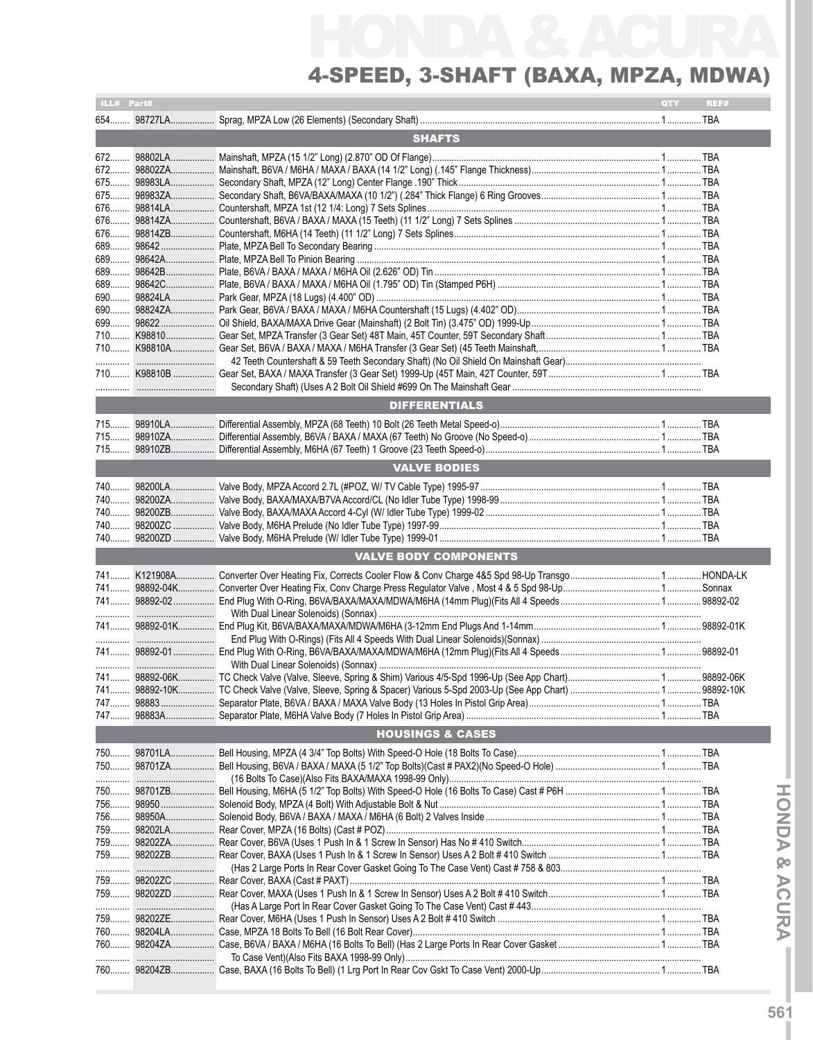# HONDA & ACURA

## 4-SPEED, 3-SHAFT (BAXA, MPZA, MDWA)

| ILL# | Part# | | QTY | REF# |
|---|---|---|---|---|
| 654 | 98727LA | Sprag, MPZA Low (26 Elements) (Secondary Shaft) | 1 | TBA |
| | | **SHAFTS** | | |
| 672 | 98802LA | Mainshaft, MPZA (15 1/2" Long) (2.870" OD Of Flange) | 1 | TBA |
| 672 | 98802ZA | Mainshaft, B6VA / M6HA / MAXA / BAXA (14 1/2" Long) (.145" Flange Thickness) | 1 | TBA |
| 675 | 98983LA | Secondary Shaft, MPZA (12" Long) Center Flange .190" Thick | 1 | TBA |
| 675 | 98983ZA | Secondary Shaft, B6VA/BAXA/MAXA (10 1/2") (.284" Thick Flange) 6 Ring Grooves | 1 | TBA |
| 676 | 98814LA | Countershaft, MPZA 1st (12 1/4: Long) 7 Sets Splines | 1 | TBA |
| 676 | 98814ZA | Countershaft, B6VA / BAXA / MAXA (15 Teeth) (11 1/2" Long) 7 Sets Splines | 1 | TBA |
| 676 | 98814ZB | Countershaft, M6HA (14 Teeth) (11 1/2" Long) 7 Sets Splines | 1 | TBA |
| 689 | 98642 | Plate, MPZA Bell To Secondary Bearing | 1 | TBA |
| 689 | 98642A | Plate, MPZA Bell To Pinion Bearing | 1 | TBA |
| 689 | 98642B | Plate, B6VA / BAXA / MAXA / M6HA Oil (2.626" OD) Tin | 1 | TBA |
| 689 | 98642C | Plate, B6VA / BAXA / MAXA / M6HA Oil (1.795" OD) Tin (Stamped P6H) | 1 | TBA |
| 690 | 98824LA | Park Gear, MPZA (18 Lugs) (4.400" OD) | 1 | TBA |
| 690 | 98824ZA | Park Gear, B6VA / BAXA / MAXA / M6HA Countershaft (15 Lugs) (4.402" OD) | 1 | TBA |
| 699 | 98622 | Oil Shield, BAXA/MAXA Drive Gear (Mainshaft) (2 Bolt Tin) (3.475" OD) 1999-Up | 1 | TBA |
| 710 | K98810 | Gear Set, MPZA Transfer (3 Gear Set) 48T Main, 45T Counter, 59T Secondary Shaft | 1 | TBA |
| 710 | K98810A | Gear Set, B6VA / BAXA / MAXA / M6HA Transfer (3 Gear Set) (45 Teeth Mainshaft, 42 Teeth Countershaft & 59 Teeth Secondary Shaft) (No Oil Shield On Mainshaft Gear) | 1 | TBA |
| 710 | K98810B | Gear Set, BAXA / MAXA Transfer (3 Gear Set) 1999-Up (45T Main, 42T Counter, 59T Secondary Shaft) (Uses A 2 Bolt Oil Shield #699 On The Mainshaft Gear | 1 | TBA |
| | | **DIFFERENTIALS** | | |
| 715 | 98910LA | Differential Assembly, MPZA (68 Teeth) 10 Bolt (26 Teeth Metal Speed-o) | 1 | TBA |
| 715 | 98910ZA | Differential Assembly, B6VA / BAXA / MAXA (67 Teeth) No Groove (No Speed-o) | 1 | TBA |
| 715 | 98910ZB | Differential Assembly, M6HA (67 Teeth) 1 Groove (23 Teeth Speed-o) | 1 | TBA |
| | | **VALVE BODIES** | | |
| 740 | 98200LA | Valve Body, MPZA Accord 2.7L (#POZ, W/ TV Cable Type) 1995-97 | 1 | TBA |
| 740 | 98200ZA | Valve Body, BAXA/MAXA/B7VA Accord/CL (No Idler Tube Type) 1998-99 | 1 | TBA |
| 740 | 98200ZB | Valve Body, BAXA/MAXA Accord 4-Cyl (W/ Idler Tube Type) 1999-02 | 1 | TBA |
| 740 | 98200ZC | Valve Body, M6HA Prelude (No Idler Tube Type) 1997-99 | 1 | TBA |
| 740 | 98200ZD | Valve Body, M6HA Prelude (W/ Idler Tube Type) 1999-01 | 1 | TBA |
| | | **VALVE BODY COMPONENTS** | | |
| 741 | K121908A | Converter Over Heating Fix, Corrects Cooler Flow & Conv Charge 4&5 Spd 98-Up Transgo | 1 | HONDA-LK |
| 741 | 98892-04K | Converter Over Heating Fix, Conv Charge Press Regulator Valve , Most 4 & 5 Spd 98-Up | 1 | Sonnax |
| 741 | 98892-02 | End Plug With O-Ring, B6VA/BAXA/MAXA/MDWA/M6HA (14mm Plug)(Fits All 4 Speeds With Dual Linear Solenoids) (Sonnax) | 1 | 98892-02 |
| 741 | 98892-01K | End Plug Kit, B6VA/BAXA/MAXA/MDWA/M6HA (3-12mm End Plugs And 1-14mm End Plug With O-Rings) (Fits All 4 Speeds With Dual Linear Solenoids)(Sonnax) | 1 | 98892-01K |
| 741 | 98892-01 | End Plug With O-Ring, B6VA/BAXA/MAXA/MDWA/M6HA (12mm Plug)(Fits All 4 Speeds With Dual Linear Solenoids) (Sonnax) | 1 | 98892-01 |
| 741 | 98892-06K | TC Check Valve (Valve, Sleeve, Spring & Shim) Various 4/5-Spd 1996-Up (See App Chart) | 1 | 98892-06K |
| 741 | 98892-10K | TC Check Valve (Valve, Sleeve, Spring & Spacer) Various 5-Spd 2003-Up (See App Chart) | 1 | 98892-10K |
| 747 | 98883 | Separator Plate, B6VA / BAXA / MAXA Valve Body (13 Holes In Pistol Grip Area) | 1 | TBA |
| 747 | 98883A | Separator Plate, M6HA Valve Body (7 Holes In Pistol Grip Area) | 1 | TBA |
| | | **HOUSINGS & CASES** | | |
| 750 | 98701LA | Bell Housing, MPZA (4 3/4" Top Bolts) With Speed-O Hole (18 Bolts To Case) | 1 | TBA |
| 750 | 98701ZA | Bell Housing, B6VA / BAXA / MAXA (5 1/2" Top Bolts)(Cast # PAX2)(No Speed-O Hole) (16 Bolts To Case)(Also Fits BAXA/MAXA 1998-99 Only) | 1 | TBA |
| 750 | 98701ZB | Bell Housing, M6HA (5 1/2" Top Bolts) With Speed-O Hole (16 Bolts To Case) Cast # P6H | 1 | TBA |
| 756 | 98950 | Solenoid Body, MPZA (4 Bolt) With Adjustable Bolt & Nut | 1 | TBA |
| 756 | 98950A | Solenoid Body, B6VA / BAXA / MAXA / M6HA (6 Bolt) 2 Valves Inside | 1 | TBA |
| 759 | 98202LA | Rear Cover, MPZA (16 Bolts) (Cast # POZ) | 1 | TBA |
| 759 | 98202ZA | Rear Cover, B6VA (Uses 1 Push In & 1 Screw In Sensor) Has No # 410 Switch | 1 | TBA |
| 759 | 98202ZB | Rear Cover, BAXA (Uses 1 Push In & 1 Screw In Sensor) Uses A 2 Bolt # 410 Switch (Has 2 Large Ports In Rear Cover Gasket Going To The Case Vent) Cast # 758 & 803 | 1 | TBA |
| 759 | 98202ZC | Rear Cover, BAXA (Cast # PAXT) | 1 | TBA |
| 759 | 98202ZD | Rear Cover, MAXA (Uses 1 Push In & 1 Screw In Sensor) Uses A 2 Bolt # 410 Switch (Has A Large Port In Rear Cover Gasket Going To The Case Vent) Cast # 443 | 1 | TBA |
| 759 | 98202ZE | Rear Cover, M6HA (Uses 1 Push In Sensor) Uses A 2 Bolt # 410 Switch | 1 | TBA |
| 760 | 98204LA | Case, MPZA 18 Bolts To Bell (16 Bolt Rear Cover) | 1 | TBA |
| 760 | 98204ZA | Case, B6VA / BAXA / M6HA (16 Bolts To Bell) (Has 2 Large Ports In Rear Cover Gasket To Case Vent)(Also Fits BAXA 1998-99 Only) | 1 | TBA |
| 760 | 98204ZB | Case, BAXA (16 Bolts To Bell) (1 Lrg Port In Rear Cov Gskt To Case Vent) 2000-Up | 1 | TBA |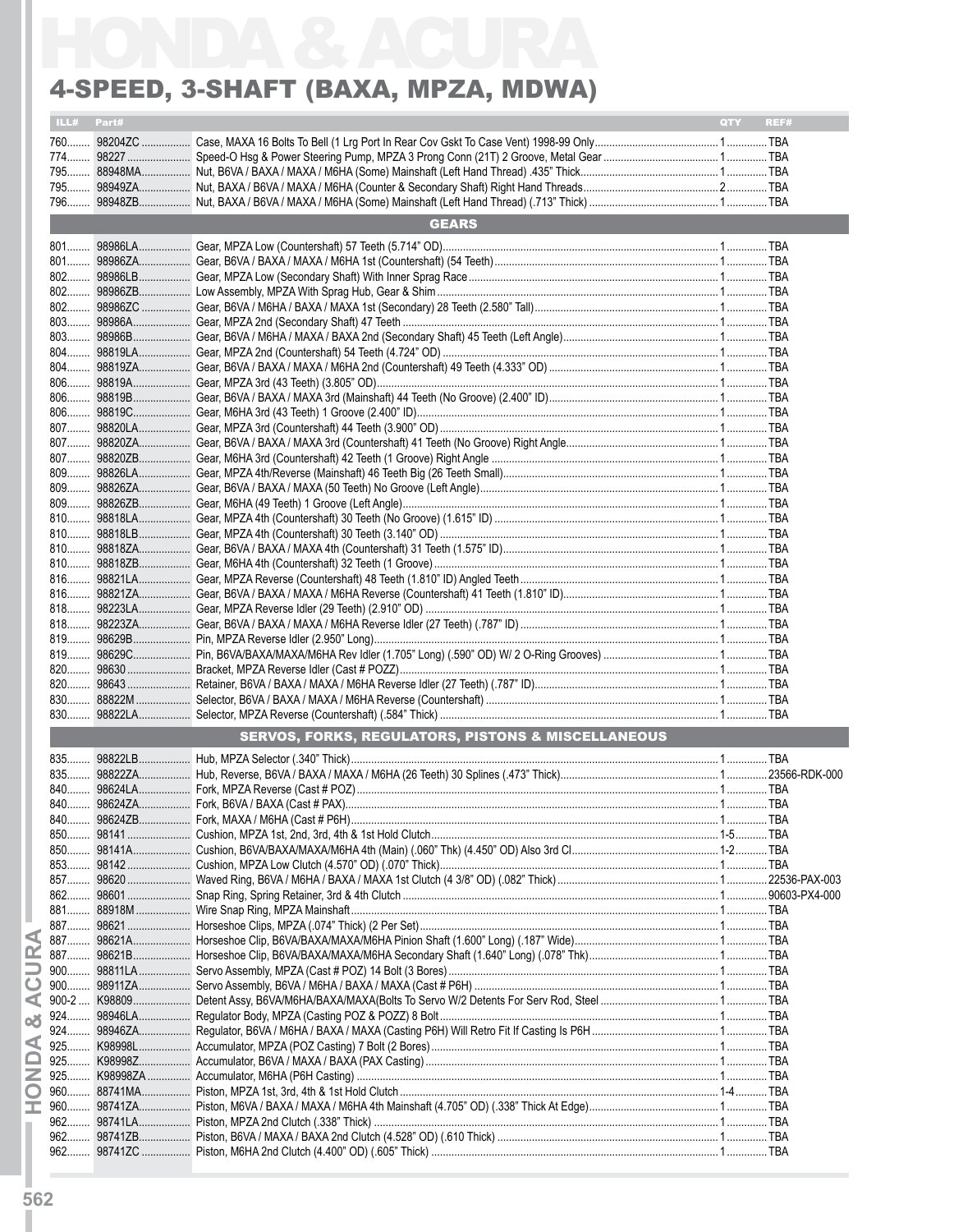# HONDA & ACURA

## 4-SPEED, 3-SHAFT (BAXA, MPZA, MDWA)

| ILL# | Part# | | QTY | REF# |
|---|---|---|---|---|
| 760 | 98204ZC | Case, MAXA 16 Bolts To Bell (1 Lrg Port In Rear Cov Gskt To Case Vent) 1998-99 Only | 1 | TBA |
| 774 | 98227 | Speed-O Hsg & Power Steering Pump, MPZA 3 Prong Conn (21T) 2 Groove, Metal Gear | 1 | TBA |
| 795 | 88948MA | Nut, B6VA / BAXA / MAXA / M6HA (Some) Mainshaft (Left Hand Thread) .435" Thick | 1 | TBA |
| 795 | 98949ZA | Nut, BAXA / B6VA / MAXA / M6HA (Counter & Secondary Shaft) Right Hand Threads | 2 | TBA |
| 796 | 98948ZB | Nut, BAXA / B6VA / MAXA / M6HA (Some) Mainshaft (Left Hand Thread) (.713" Thick) | 1 | TBA |
| | | **GEARS** | | |
| 801 | 98986LA | Gear, MPZA Low (Countershaft) 57 Teeth (5.714" OD) | 1 | TBA |
| 801 | 98986ZA | Gear, B6VA / BAXA / MAXA / M6HA 1st (Countershaft) (54 Teeth) | 1 | TBA |
| 802 | 98986LB | Gear, MPZA Low (Secondary Shaft) With Inner Sprag Race | 1 | TBA |
| 802 | 98986ZB | Low Assembly, MPZA With Sprag Hub, Gear & Shim | 1 | TBA |
| 802 | 98986ZC | Gear, B6VA / M6HA / BAXA / MAXA 1st (Secondary) 28 Teeth (2.580" Tall) | 1 | TBA |
| 803 | 98986A | Gear, MPZA 2nd (Secondary Shaft) 47 Teeth | 1 | TBA |
| 803 | 98986B | Gear, B6VA / M6HA / MAXA / BAXA 2nd (Secondary Shaft) 45 Teeth (Left Angle) | 1 | TBA |
| 804 | 98819LA | Gear, MPZA 2nd (Countershaft) 54 Teeth (4.724" OD) | 1 | TBA |
| 804 | 98819ZA | Gear, B6VA / BAXA / MAXA / M6HA 2nd (Countershaft) 49 Teeth (4.333" OD) | 1 | TBA |
| 806 | 98819A | Gear, MPZA 3rd (43 Teeth) (3.805" OD) | 1 | TBA |
| 806 | 98819B | Gear, B6VA / BAXA / MAXA 3rd (Mainshaft) 44 Teeth (No Groove) (2.400" ID) | 1 | TBA |
| 806 | 98819C | Gear, M6HA 3rd (43 Teeth) 1 Groove (2.400" ID) | 1 | TBA |
| 807 | 98820LA | Gear, MPZA 3rd (Countershaft) 44 Teeth (3.900" OD) | 1 | TBA |
| 807 | 98820ZA | Gear, B6VA / BAXA / MAXA 3rd (Countershaft) 41 Teeth (No Groove) Right Angle | 1 | TBA |
| 807 | 98820ZB | Gear, M6HA 3rd (Countershaft) 42 Teeth (1 Groove) Right Angle | 1 | TBA |
| 809 | 98826LA | Gear, MPZA 4th/Reverse (Mainshaft) 46 Teeth Big (26 Teeth Small) | 1 | TBA |
| 809 | 98826ZA | Gear, B6VA / BAXA / MAXA (50 Teeth) No Groove (Left Angle) | 1 | TBA |
| 809 | 98826ZB | Gear, M6HA (49 Teeth) 1 Groove (Left Angle) | 1 | TBA |
| 810 | 98818LA | Gear, MPZA 4th (Countershaft) 30 Teeth (No Groove) (1.615" ID) | 1 | TBA |
| 810 | 98818LB | Gear, MPZA 4th (Countershaft) 30 Teeth (3.140" OD) | 1 | TBA |
| 810 | 98818ZA | Gear, B6VA / BAXA / MAXA 4th (Countershaft) 31 Teeth (1.575" ID) | 1 | TBA |
| 810 | 98818ZB | Gear, M6HA 4th (Countershaft) 32 Teeth (1 Groove) | 1 | TBA |
| 816 | 98821LA | Gear, MPZA Reverse (Countershaft) 48 Teeth (1.810" ID) Angled Teeth | 1 | TBA |
| 816 | 98821ZA | Gear, B6VA / BAXA / MAXA / M6HA Reverse (Countershaft) 41 Teeth (1.810" ID) | 1 | TBA |
| 818 | 98223LA | Gear, MPZA Reverse Idler (29 Teeth) (2.910" OD) | 1 | TBA |
| 818 | 98223ZA | Gear, B6VA / BAXA / MAXA / M6HA Reverse Idler (27 Teeth) (.787" ID) | 1 | TBA |
| 819 | 98629B | Pin, MPZA Reverse Idler (2.950" Long) | 1 | TBA |
| 819 | 98629C | Pin, B6VA/BAXA/MAXA/M6HA Rev Idler (1.705" Long) (.590" OD) W/ 2 O-Ring Grooves) | 1 | TBA |
| 820 | 98630 | Bracket, MPZA Reverse Idler (Cast # POZZ) | 1 | TBA |
| 820 | 98643 | Retainer, B6VA / BAXA / MAXA / M6HA Reverse Idler (27 Teeth) (.787" ID) | 1 | TBA |
| 830 | 88822M | Selector, B6VA / BAXA / MAXA / M6HA Reverse (Countershaft) | 1 | TBA |
| 830 | 98822LA | Selector, MPZA Reverse (Countershaft) (.584" Thick) | 1 | TBA |
| | | **SERVOS, FORKS, REGULATORS, PISTONS & MISCELLANEOUS** | | |
| 835 | 98822LB | Hub, MPZA Selector (.340" Thick) | 1 | TBA |
| 835 | 98822ZA | Hub, Reverse, B6VA / BAXA / MAXA / M6HA (26 Teeth) 30 Splines (.473" Thick) | 1 | 23566-RDK-000 |
| 840 | 98624LA | Fork, MPZA Reverse (Cast # POZ) | 1 | TBA |
| 840 | 98624ZA | Fork, B6VA / BAXA (Cast # PAX) | 1 | TBA |
| 840 | 98624ZB | Fork, MAXA / M6HA (Cast # P6H) | 1 | TBA |
| 850 | 98141 | Cushion, MPZA 1st, 2nd, 3rd, 4th & 1st Hold Clutch | 1-5 | TBA |
| 850 | 98141A | Cushion, B6VA/BAXA/MAXA/M6HA 4th (Main) (.060" Thk) (4.450" OD) Also 3rd Cl | 1-2 | TBA |
| 853 | 98142 | Cushion, MPZA Low Clutch (4.570" OD) (.070" Thick) | 1 | TBA |
| 857 | 98620 | Waved Ring, B6VA / M6HA / BAXA / MAXA 1st Clutch (4 3/8" OD) (.082" Thick) | 1 | 22536-PAX-003 |
| 862 | 98601 | Snap Ring, Spring Retainer, 3rd & 4th Clutch | 1 | 90603-PX4-000 |
| 881 | 88918M | Wire Snap Ring, MPZA Mainshaft | 1 | TBA |
| 887 | 98621 | Horseshoe Clips, MPZA (.074" Thick) (2 Per Set) | 1 | TBA |
| 887 | 98621A | Horseshoe Clip, B6VA/BAXA/MAXA/M6HA Pinion Shaft (1.600" Long) (.187" Wide) | 1 | TBA |
| 887 | 98621B | Horseshoe Clip, B6VA/BAXA/MAXA/M6HA Secondary Shaft (1.640" Long) (.078" Thk) | 1 | TBA |
| 900 | 98811LA | Servo Assembly, MPZA (Cast # POZ) 14 Bolt (3 Bores) | 1 | TBA |
| 900 | 98911ZA | Servo Assembly, B6VA / M6HA / BAXA / MAXA (Cast # P6H) | 1 | TBA |
| 900-2 | K98809 | Detent Assy, B6VA/M6HA/BAXA/MAXA(Bolts To Servo W/2 Detents For Serv Rod, Steel | 1 | TBA |
| 924 | 98946LA | Regulator Body, MPZA (Casting POZ & POZZ) 8 Bolt | 1 | TBA |
| 924 | 98946ZA | Regulator, B6VA / M6HA / BAXA / MAXA (Casting P6H) Will Retro Fit If Casting Is P6H | 1 | TBA |
| 925 | K98998L | Accumulator, MPZA (POZ Casting) 7 Bolt (2 Bores) | 1 | TBA |
| 925 | K98998Z | Accumulator, B6VA / MAXA / BAXA (PAX Casting) | 1 | TBA |
| 925 | K98998ZA | Accumulator, M6HA (P6H Casting) | 1 | TBA |
| 960 | 88741MA | Piston, MPZA 1st, 3rd, 4th & 1st Hold Clutch | 1-4 | TBA |
| 960 | 98741ZA | Piston, M6VA / BAXA / MAXA / M6HA 4th Mainshaft (4.705" OD) (.338" Thick At Edge) | 1 | TBA |
| 962 | 98741LA | Piston, MPZA 2nd Clutch (.338" Thick) | 1 | TBA |
| 962 | 98741ZB | Piston, B6VA / MAXA / BAXA 2nd Clutch (4.528" OD) (.610 Thick) | 1 | TBA |
| 962 | 98741ZC | Piston, M6HA 2nd Clutch (4.400" OD) (.605" Thick) | 1 | TBA |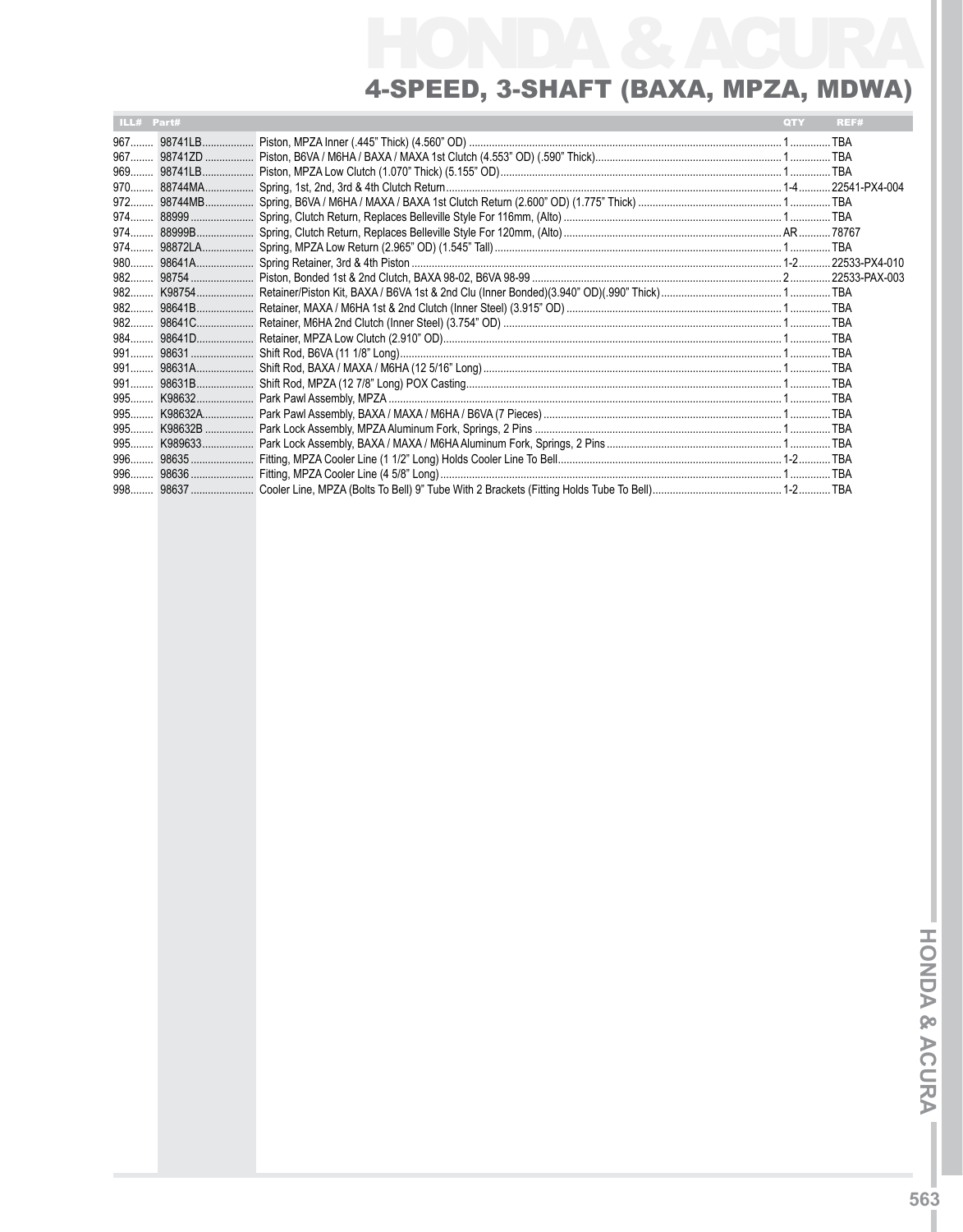# HONDA & ACURA

## 4-SPEED, 3-SHAFT (BAXA, MPZA, MDWA)

| ILL# | Part# | | QTY | REF# |
|---|---|---|---|---|
| 967 | 98741LB | Piston, MPZA Inner (.445" Thick) (4.560" OD) | 1 | TBA |
| 967 | 98741ZD | Piston, B6VA / M6HA / BAXA / MAXA 1st Clutch (4.553" OD) (.590" Thick) | 1 | TBA |
| 969 | 98741LB | Piston, MPZA Low Clutch (1.070" Thick) (5.155" OD) | 1 | TBA |
| 970 | 88744MA | Spring, 1st, 2nd, 3rd & 4th Clutch Return | 1-4 | 22541-PX4-004 |
| 972 | 98744MB | Spring, B6VA / M6HA / MAXA / BAXA 1st Clutch Return (2.600" OD) (1.775" Thick) | 1 | TBA |
| 974 | 88999 | Spring, Clutch Return, Replaces Belleville Style For 116mm, (Alto) | 1 | TBA |
| 974 | 88999B | Spring, Clutch Return, Replaces Belleville Style For 120mm, (Alto) | AR | 78767 |
| 974 | 98872LA | Spring, MPZA Low Return (2.965" OD) (1.545" Tall) | 1 | TBA |
| 980 | 98641A | Spring Retainer, 3rd & 4th Piston | 1-2 | 22533-PX4-010 |
| 982 | 98754 | Piston, Bonded 1st & 2nd Clutch, BAXA 98-02, B6VA 98-99 | 2 | 22533-PAX-003 |
| 982 | K98754 | Retainer/Piston Kit, BAXA / B6VA 1st & 2nd Clu (Inner Bonded)(3.940" OD)(.990" Thick) | 1 | TBA |
| 982 | 98641B | Retainer, MAXA / M6HA 1st & 2nd Clutch (Inner Steel) (3.915" OD) | 1 | TBA |
| 982 | 98641C | Retainer, M6HA 2nd Clutch (Inner Steel) (3.754" OD) | 1 | TBA |
| 984 | 98641D | Retainer, MPZA Low Clutch (2.910" OD) | 1 | TBA |
| 991 | 98631 | Shift Rod, B6VA (11 1/8" Long) | 1 | TBA |
| 991 | 98631A | Shift Rod, BAXA / MAXA / M6HA (12 5/16" Long) | 1 | TBA |
| 991 | 98631B | Shift Rod, MPZA (12 7/8" Long) POX Casting | 1 | TBA |
| 995 | K98632 | Park Pawl Assembly, MPZA | 1 | TBA |
| 995 | K98632A | Park Pawl Assembly, BAXA / MAXA / M6HA / B6VA (7 Pieces) | 1 | TBA |
| 995 | K98632B | Park Lock Assembly, MPZA Aluminum Fork, Springs, 2 Pins | 1 | TBA |
| 995 | K989633 | Park Lock Assembly, BAXA / MAXA / M6HA Aluminum Fork, Springs, 2 Pins | 1 | TBA |
| 996 | 98635 | Fitting, MPZA Cooler Line (1 1/2" Long) Holds Cooler Line To Bell | 1-2 | TBA |
| 996 | 98636 | Fitting, MPZA Cooler Line (4 5/8" Long) | 1 | TBA |
| 998 | 98637 | Cooler Line, MPZA (Bolts To Bell) 9" Tube With 2 Brackets (Fitting Holds Tube To Bell) | 1-2 | TBA |